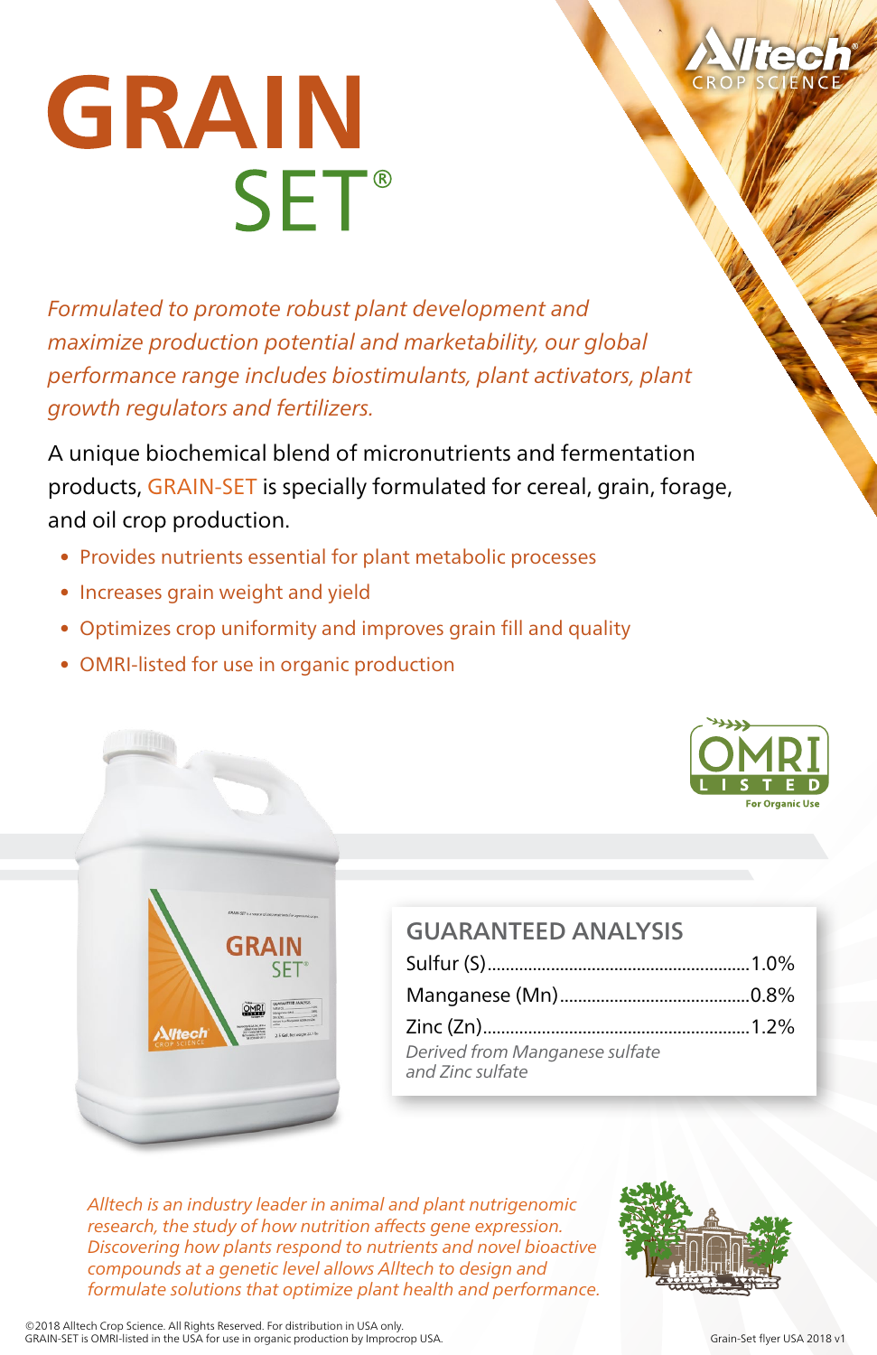# GRAIN SET®

*Formulated to promote robust plant development and maximize production potential and marketability, our global performance range includes biostimulants, plant activators, plant growth regulators and fertilizers.*

A unique biochemical blend of micronutrients and fermentation products, GRAIN-SET is specially formulated for cereal, grain, forage, and oil crop production.

- Provides nutrients essential for plant metabolic processes
- Increases grain weight and yield
- Optimizes crop uniformity and improves grain fill and quality
- OMRI-listed for use in organic production

OMRI LISTED For Organic Use

## GUARANTEED ANALYSIS

| Nutrient | % |
|---|---|
| Sulfur (S) | 1.0% |
| Manganese (Mn) | 0.8% |
| Zinc (Zn) | 1.2% |

*Derived from Manganese sulfate and Zinc sulfate*

*Alltech is an industry leader in animal and plant nutrigenomic research, the study of how nutrition affects gene expression. Discovering how plants respond to nutrients and novel bioactive compounds at a genetic level allows Alltech to design and formulate solutions that optimize plant health and performance.*

©2018 Alltech Crop Science. All Rights Reserved. For distribution in USA only.
GRAIN-SET is OMRI-listed in the USA for use in organic production by Improcrop USA.

Grain-Set flyer USA 2018 v1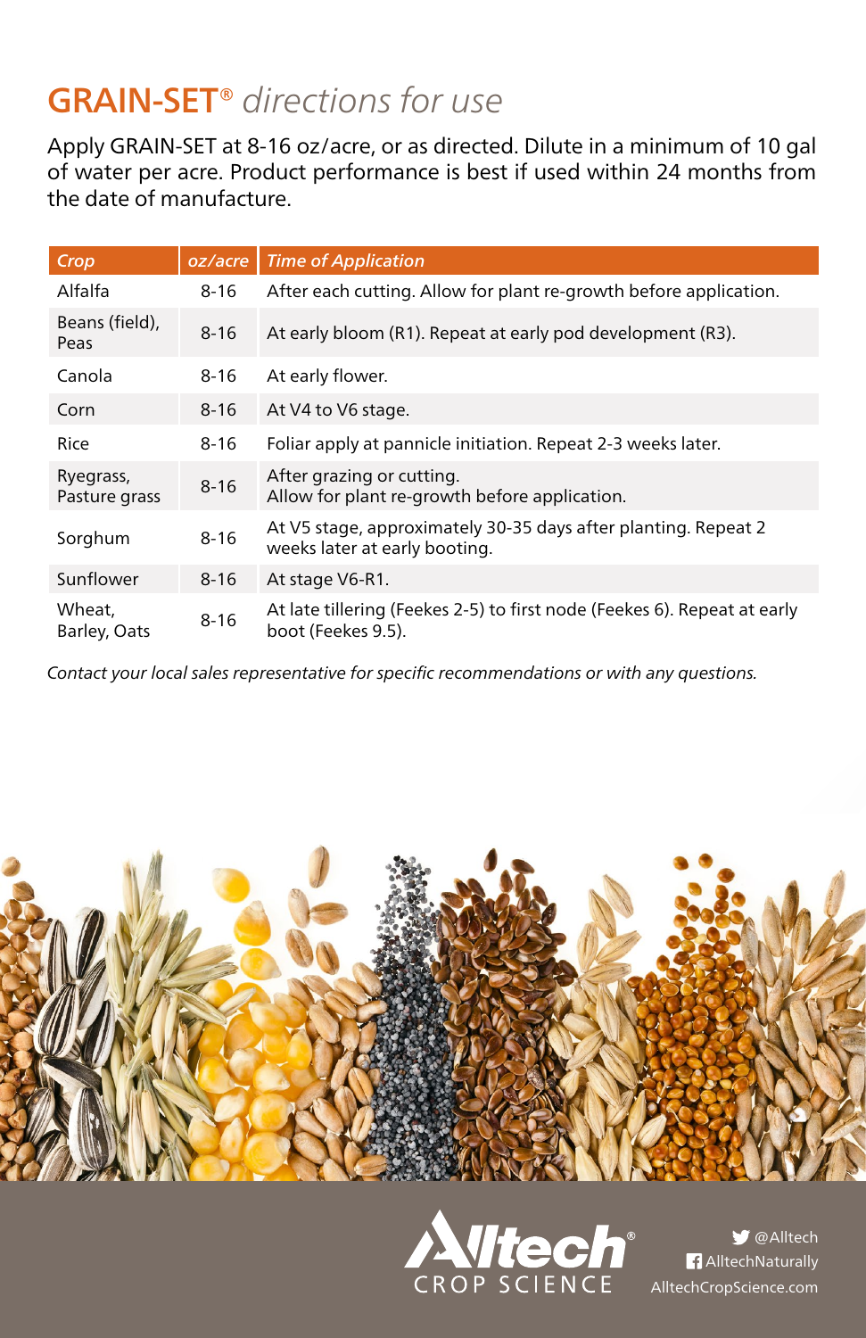# **GRAIN-SET®** *directions for use*

Apply GRAIN-SET at 8-16 oz/acre, or as directed. Dilute in a minimum of 10 gal of water per acre. Product performance is best if used within 24 months from the date of manufacture.

| *Crop* | *oz/acre* | *Time of Application* |
|---|---|---|
| Alfalfa | 8-16 | After each cutting. Allow for plant re-growth before application. |
| Beans (field), Peas | 8-16 | At early bloom (R1). Repeat at early pod development (R3). |
| Canola | 8-16 | At early flower. |
| Corn | 8-16 | At V4 to V6 stage. |
| Rice | 8-16 | Foliar apply at pannicle initiation. Repeat 2-3 weeks later. |
| Ryegrass, Pasture grass | 8-16 | After grazing or cutting. Allow for plant re-growth before application. |
| Sorghum | 8-16 | At V5 stage, approximately 30-35 days after planting. Repeat 2 weeks later at early booting. |
| Sunflower | 8-16 | At stage V6-R1. |
| Wheat, Barley, Oats | 8-16 | At late tillering (Feekes 2-5) to first node (Feekes 6). Repeat at early boot (Feekes 9.5). |

*Contact your local sales representative for specific recommendations or with any questions.*

Alltech® CROP SCIENCE

@Alltech
AlltechNaturally
AlltechCropScience.com